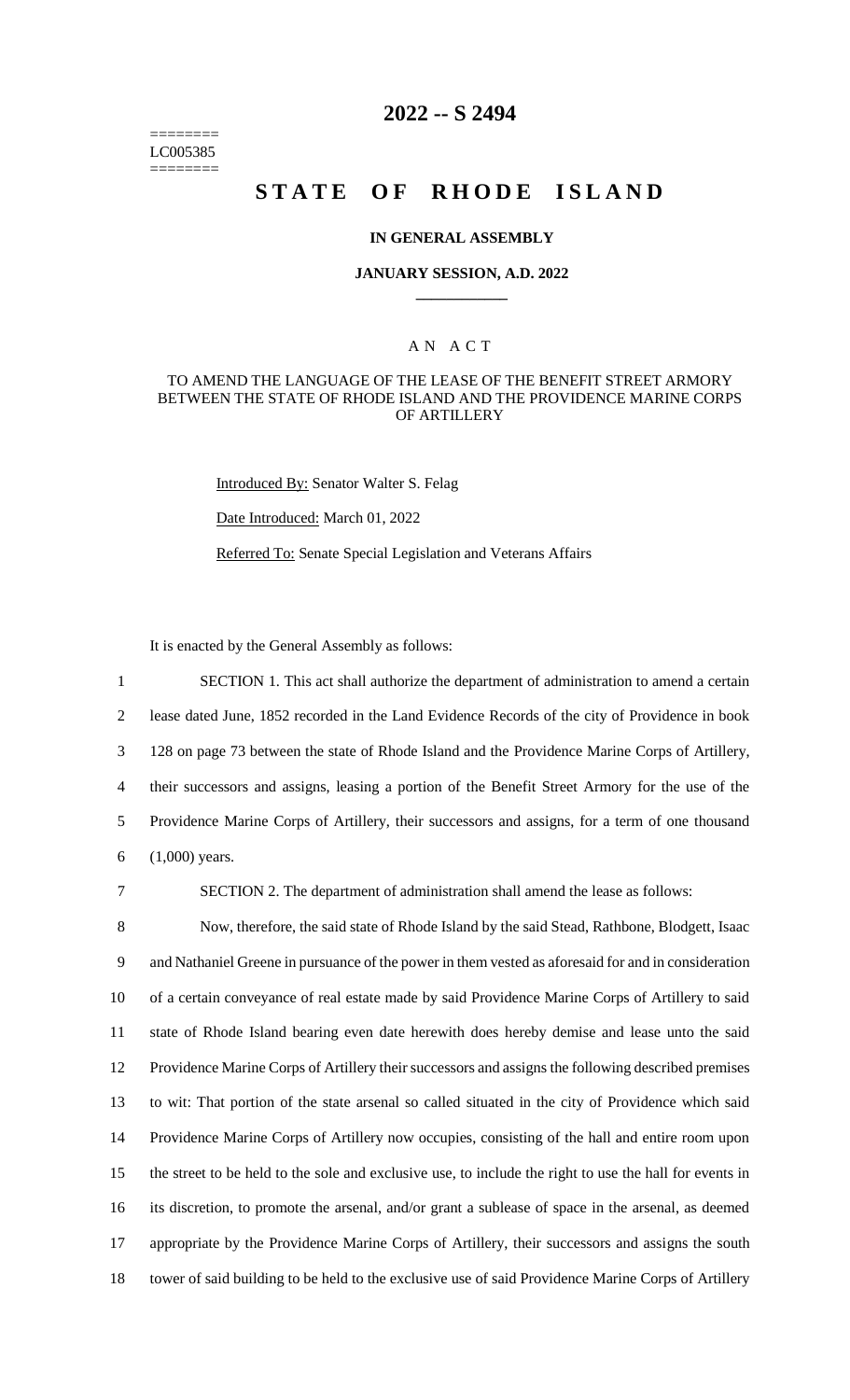======== LC005385 ========

# 2022 -- S 2494

# STATE OF RHODE ISLAND

### IN GENERAL ASSEMBLY

### JANUARY SESSION, A.D. 2022

## AN ACT

### TO AMEND THE LANGUAGE OF THE LEASE OF THE BENEFIT STREET ARMORY BETWEEN THE STATE OF RHODE ISLAND AND THE PROVIDENCE MARINE CORPS OF ARTILLERY

Introduced By: Senator Walter S. Felag

Date Introduced: March 01, 2022

Referred To: Senate Special Legislation and Veterans Affairs

It is enacted by the General Assembly as follows:

1 SECTION 1. This act shall authorize the department of administration to amend a certain
2 lease dated June, 1852 recorded in the Land Evidence Records of the city of Providence in book
3 128 on page 73 between the state of Rhode Island and the Providence Marine Corps of Artillery,
4 their successors and assigns, leasing a portion of the Benefit Street Armory for the use of the
5 Providence Marine Corps of Artillery, their successors and assigns, for a term of one thousand
6 (1,000) years.

7 SECTION 2. The department of administration shall amend the lease as follows:

8 Now, therefore, the said state of Rhode Island by the said Stead, Rathbone, Blodgett, Isaac
9 and Nathaniel Greene in pursuance of the power in them vested as aforesaid for and in consideration
10 of a certain conveyance of real estate made by said Providence Marine Corps of Artillery to said
11 state of Rhode Island bearing even date herewith does hereby demise and lease unto the said
12 Providence Marine Corps of Artillery their successors and assigns the following described premises
13 to wit: That portion of the state arsenal so called situated in the city of Providence which said
14 Providence Marine Corps of Artillery now occupies, consisting of the hall and entire room upon
15 the street to be held to the sole and exclusive use, to include the right to use the hall for events in
16 its discretion, to promote the arsenal, and/or grant a sublease of space in the arsenal, as deemed
17 appropriate by the Providence Marine Corps of Artillery, their successors and assigns the south
18 tower of said building to be held to the exclusive use of said Providence Marine Corps of Artillery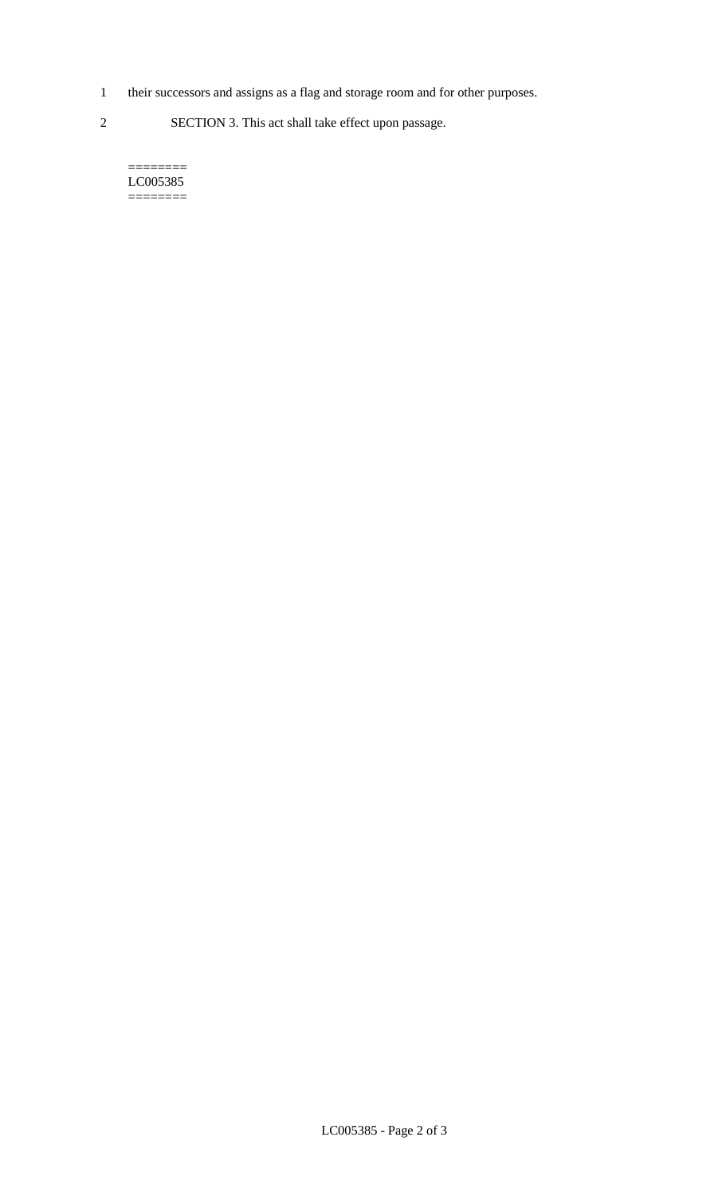their successors and assigns as a flag and storage room and for other purposes.

SECTION 3. This act shall take effect upon passage.

========
LC005385
========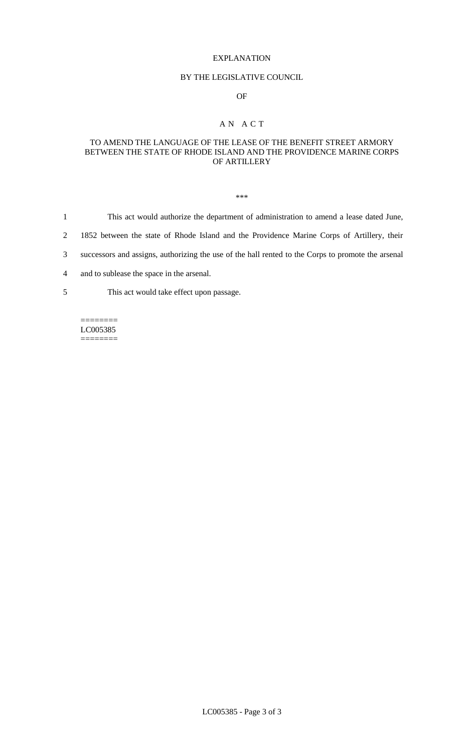EXPLANATION

BY THE LEGISLATIVE COUNCIL

OF

# A N A C T

TO AMEND THE LANGUAGE OF THE LEASE OF THE BENEFIT STREET ARMORY BETWEEN THE STATE OF RHODE ISLAND AND THE PROVIDENCE MARINE CORPS OF ARTILLERY

\*\*\*

1 This act would authorize the department of administration to amend a lease dated June,
2 1852 between the state of Rhode Island and the Providence Marine Corps of Artillery, their
3 successors and assigns, authorizing the use of the hall rented to the Corps to promote the arsenal
4 and to sublease the space in the arsenal.
5 This act would take effect upon passage.

========
LC005385
========